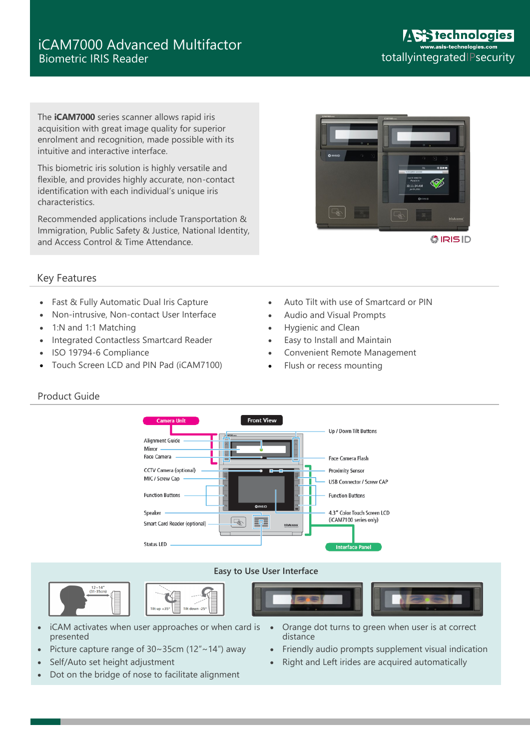# iCAM7000 Advanced Multifactor Biometric IRIS Reader

totallyintegratedIPsecurity

The **iCAM7000** series scanner allows rapid iris acquisition with great image quality for superior enrolment and recognition, made possible with its intuitive and interactive interface.

This biometric iris solution is highly versatile and flexible, and provides highly accurate, non-contact identification with each individual's unique iris characteristics.

Recommended applications include Transportation & Immigration, Public Safety & Justice, National Identity, and Access Control & Time Attendance.

## Key Features

- Fast & Fully Automatic Dual Iris Capture
- Non-intrusive, Non-contact User Interface
- 1:N and 1:1 Matching
- Integrated Contactless Smartcard Reader
- ISO 19794-6 Compliance
- Touch Screen LCD and PIN Pad (iCAM7100)
- Auto Tilt with use of Smartcard or PIN
- Audio and Visual Prompts
- Hygienic and Clean
- Easy to Install and Maintain
- Convenient Remote Management
- Flush or recess mounting

## Product Guide

Camera Unit

Front View

Alignment Guide
Mirror
Face Camera
CCTV Camera (optional)
MIC / Screw Cap
Function Buttons
Speaker
Smart Card Reader (optional)
Status LED

Up / Down Tilt Buttons
Face Camera Flash
Proximity Sensor
USB Connector / Screw CAP
Function Buttons
4.3" Color Touch Screen LCD (iCAM7100 series only)

Interface Panel

## Easy to Use User Interface

12~14" (31-35cm)

Tilt up +35°
Tilt down -25°

- iCAM activates when user approaches or when card is presented
- Picture capture range of 30~35cm (12"~14") away
- Self/Auto set height adjustment
- Dot on the bridge of nose to facilitate alignment
- Orange dot turns to green when user is at correct distance
- Friendly audio prompts supplement visual indication
- Right and Left irides are acquired automatically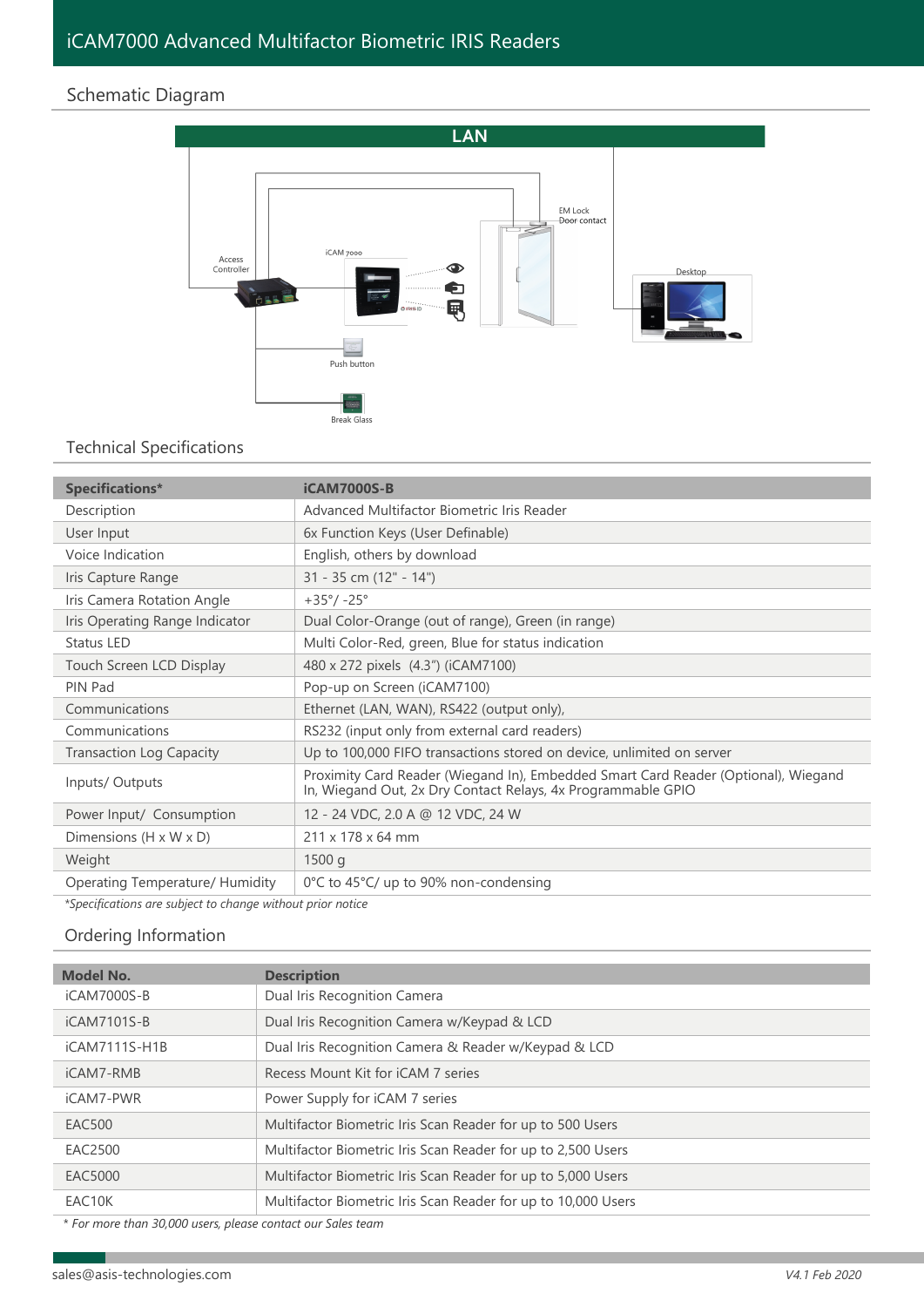# iCAM7000 Advanced Multifactor Biometric IRIS Readers

## Schematic Diagram

LAN

Access Controller

iCAM 7000

EM Lock
Door contact

Desktop

Push button

Break Glass

## Technical Specifications

| Specifications* | iCAM7000S-B |
|---|---|
| Description | Advanced Multifactor Biometric Iris Reader |
| User Input | 6x Function Keys (User Definable) |
| Voice Indication | English, others by download |
| Iris Capture Range | 31 - 35 cm (12" - 14") |
| Iris Camera Rotation Angle | +35°/ -25° |
| Iris Operating Range Indicator | Dual Color-Orange (out of range), Green (in range) |
| Status LED | Multi Color-Red, green, Blue for status indication |
| Touch Screen LCD Display | 480 x 272 pixels (4.3") (iCAM7100) |
| PIN Pad | Pop-up on Screen (iCAM7100) |
| Communications | Ethernet (LAN, WAN), RS422 (output only), |
| Communications | RS232 (input only from external card readers) |
| Transaction Log Capacity | Up to 100,000 FIFO transactions stored on device, unlimited on server |
| Inputs/ Outputs | Proximity Card Reader (Wiegand In), Embedded Smart Card Reader (Optional), Wiegand In, Wiegand Out, 2x Dry Contact Relays, 4x Programmable GPIO |
| Power Input/ Consumption | 12 - 24 VDC, 2.0 A @ 12 VDC, 24 W |
| Dimensions (H x W x D) | 211 x 178 x 64 mm |
| Weight | 1500 g |
| Operating Temperature/ Humidity | 0°C to 45°C/ up to 90% non-condensing |

*\*Specifications are subject to change without prior notice*

## Ordering Information

| Model No. | Description |
|---|---|
| iCAM7000S-B | Dual Iris Recognition Camera |
| iCAM7101S-B | Dual Iris Recognition Camera w/Keypad & LCD |
| iCAM7111S-H1B | Dual Iris Recognition Camera & Reader w/Keypad & LCD |
| iCAM7-RMB | Recess Mount Kit for iCAM 7 series |
| iCAM7-PWR | Power Supply for iCAM 7 series |
| EAC500 | Multifactor Biometric Iris Scan Reader for up to 500 Users |
| EAC2500 | Multifactor Biometric Iris Scan Reader for up to 2,500 Users |
| EAC5000 | Multifactor Biometric Iris Scan Reader for up to 5,000 Users |
| EAC10K | Multifactor Biometric Iris Scan Reader for up to 10,000 Users |

*\* For more than 30,000 users, please contact our Sales team*

sales@asis-technologies.com

*V4.1 Feb 2020*